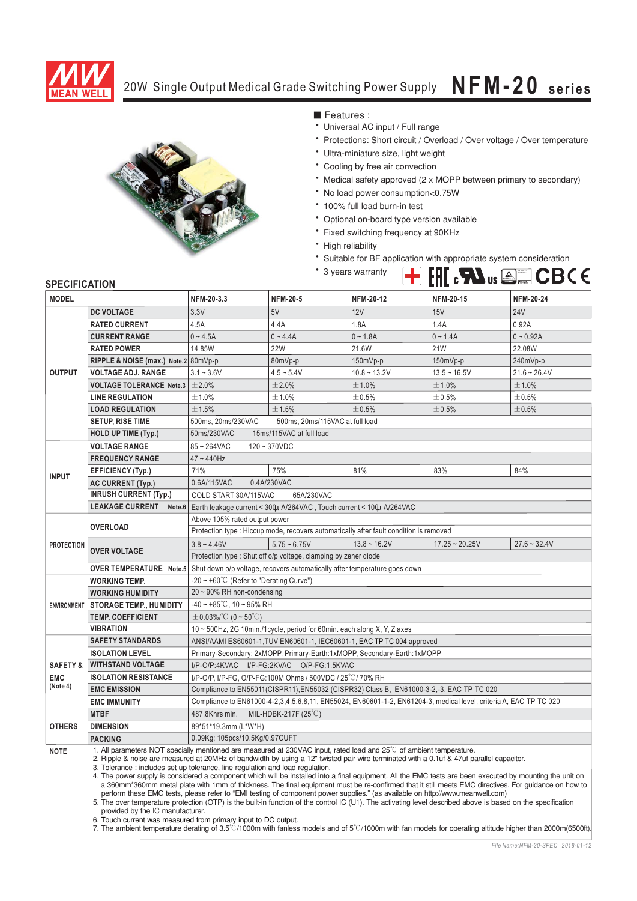# 20W Single Output Medical Grade Switching Power Supply NFM-20 series

■ Features :

- Universal AC input / Full range
- Protections: Short circuit / Overload / Over voltage / Over temperature
- Ultra-miniature size, light weight
- Cooling by free air convection
- Medical safety approved (2 x MOPP between primary to secondary)
- No load power consumption<0.75W
- 100% full load burn-in test
- Optional on-board type version available
- Fixed switching frequency at 90KHz
- High reliability
- Suitable for BF application with appropriate system consideration
- 3 years warranty

## SPECIFICATION

| MODEL | | NFM-20-3.3 | NFM-20-5 | NFM-20-12 | NFM-20-15 | NFM-20-24 |
|---|---|---|---|---|---|---|
| OUTPUT | DC VOLTAGE | 3.3V | 5V | 12V | 15V | 24V |
| | RATED CURRENT | 4.5A | 4.4A | 1.8A | 1.4A | 0.92A |
| | CURRENT RANGE | 0 ~ 4.5A | 0 ~ 4.4A | 0 ~ 1.8A | 0 ~ 1.4A | 0 ~ 0.92A |
| | RATED POWER | 14.85W | 22W | 21.6W | 21W | 22.08W |
| | RIPPLE & NOISE (max.) Note.2 | 80mVp-p | 80mVp-p | 150mVp-p | 150mVp-p | 240mVp-p |
| | VOLTAGE ADJ. RANGE | 3.1 ~ 3.6V | 4.5 ~ 5.4V | 10.8 ~ 13.2V | 13.5 ~ 16.5V | 21.6 ~ 26.4V |
| | VOLTAGE TOLERANCE Note.3 | ±2.0% | ±2.0% | ±1.0% | ±1.0% | ±1.0% |
| | LINE REGULATION | ±1.0% | ±1.0% | ±0.5% | ±0.5% | ±0.5% |
| | LOAD REGULATION | ±1.5% | ±1.5% | ±0.5% | ±0.5% | ±0.5% |
| | SETUP, RISE TIME | 500ms, 20ms/230VAC 500ms, 20ms/115VAC at full load | | | | |
| | HOLD UP TIME (Typ.) | 50ms/230VAC 15ms/115VAC at full load | | | | |
| INPUT | VOLTAGE RANGE | 85 ~ 264VAC 120 ~ 370VDC | | | | |
| | FREQUENCY RANGE | 47 ~ 440Hz | | | | |
| | EFFICIENCY (Typ.) | 71% | 75% | 81% | 83% | 84% |
| | AC CURRENT (Typ.) | 0.6A/115VAC 0.4A/230VAC | | | | |
| | INRUSH CURRENT (Typ.) | COLD START 30A/115VAC 65A/230VAC | | | | |
| | LEAKAGE CURRENT Note.6 | Earth leakage current < 300μA/264VAC , Touch current < 100μA/264VAC | | | | |
| PROTECTION | OVERLOAD | Above 105% rated output power | | | | |
| | | Protection type : Hiccup mode, recovers automatically after fault condition is removed | | | | |
| | OVER VOLTAGE | 3.8 ~ 4.46V | 5.75 ~ 6.75V | 13.8 ~ 16.2V | 17.25 ~ 20.25V | 27.6 ~ 32.4V |
| | | Protection type : Shut off o/p voltage, clamping by zener diode | | | | |
| | OVER TEMPERATURE Note.5 | Shut down o/p voltage, recovers automatically after temperature goes down | | | | |
| ENVIRONMENT | WORKING TEMP. | -20 ~ +60℃ (Refer to "Derating Curve") | | | | |
| | WORKING HUMIDITY | 20 ~ 90% RH non-condensing | | | | |
| | STORAGE TEMP., HUMIDITY | -40 ~ +85℃, 10 ~ 95% RH | | | | |
| | TEMP. COEFFICIENT | ±0.03%/℃ (0 ~ 50℃) | | | | |
| | VIBRATION | 10 ~ 500Hz, 2G 10min./1cycle, period for 60min. each along X, Y, Z axes | | | | |
| SAFETY & EMC (Note 4) | SAFETY STANDARDS | ANSI/AAMI ES60601-1,TUV EN60601-1, IEC60601-1, EAC TP TC 004 approved | | | | |
| | ISOLATION LEVEL | Primary-Secondary: 2xMOPP, Primary-Earth:1xMOPP, Secondary-Earth:1xMOPP | | | | |
| | WITHSTAND VOLTAGE | I/P-O/P:4KVAC I/P-FG:2KVAC O/P-FG:1.5KVAC | | | | |
| | ISOLATION RESISTANCE | I/P-O/P, I/P-FG, O/P-FG:100M Ohms / 500VDC / 25℃/ 70% RH | | | | |
| | EMC EMISSION | Compliance to EN55011(CISPR11),EN55032 (CISPR32) Class B, EN61000-3-2,-3, EAC TP TC 020 | | | | |
| | EMC IMMUNITY | Compliance to EN61000-4-2,3,4,5,6,8,11, EN55024, EN60601-1-2, EN61204-3, medical level, criteria A, EAC TP TC 020 | | | | |
| OTHERS | MTBF | 487.8Khrs min. MIL-HDBK-217F (25℃) | | | | |
| | DIMENSION | 89\*51\*19.3mm (L\*W\*H) | | | | |
| | PACKING | 0.09Kg; 105pcs/10.5Kg/0.97CUFT | | | | |

**NOTE**

1. All parameters NOT specially mentioned are measured at 230VAC input, rated load and 25℃ of ambient temperature.
2. Ripple & noise are measured at 20MHz of bandwidth by using a 12" twisted pair-wire terminated with a 0.1uf & 47uf parallel capacitor.
3. Tolerance : includes set up tolerance, line regulation and load regulation.
4. The power supply is considered a component which will be installed into a final equipment. All the EMC tests are been executed by mounting the unit on a 360mm*360mm metal plate with 1mm of thickness. The final equipment must be re-confirmed that it still meets EMC directives. For guidance on how to perform these EMC tests, please refer to "EMI testing of component power supplies." (as available on http://www.meanwell.com)
5. The over temperature protection (OTP) is the built-in function of the control IC (U1). The activating level described above is based on the specification provided by the IC manufacturer.
6. Touch current was measured from primary input to DC output.
7. The ambient temperature derating of 3.5℃/1000m with fanless models and of 5℃/1000m with fan models for operating altitude higher than 2000m(6500ft).

File Name:NFM-20-SPEC 2018-01-12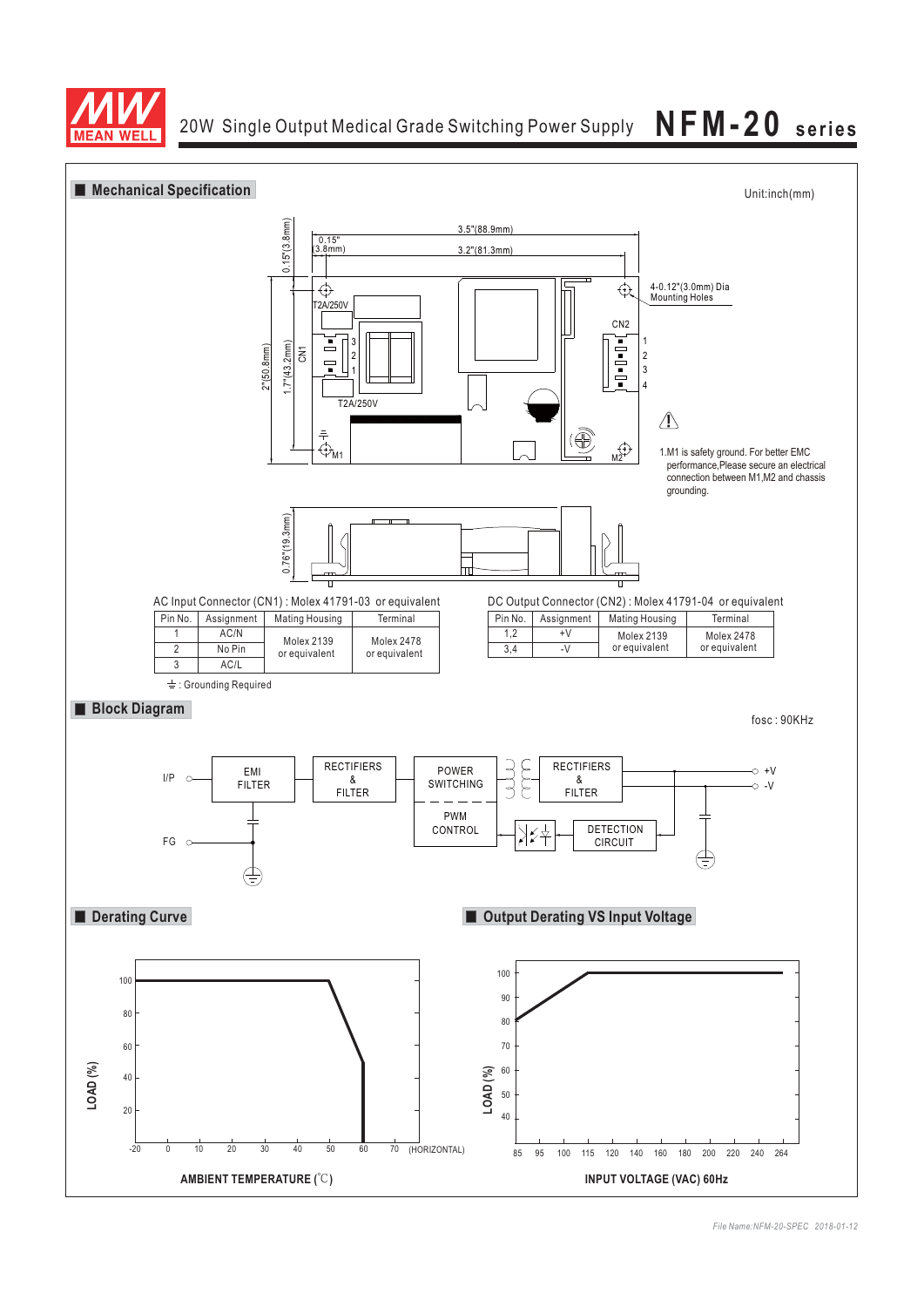# 20W Single Output Medical Grade Switching Power Supply NFM-20 series

## Mechanical Specification

Unit:inch(mm)

3.5"(88.9mm)

0.15" (3.8mm)

3.2"(81.3mm)

0.15"(3.8mm)

4-0.12"(3.0mm) Dia Mounting Holes

T2A/250V

CN2

1 2 3 4

CN1

3 2 1

2"(50.8mm)

1.7"(43.2mm)

T2A/250V

M1

M2

1.M1 is safety ground. For better EMC performance,Please secure an electrical connection between M1,M2 and chassis grounding.

0.76"(19.3mm)

AC Input Connector (CN1) : Molex 41791-03 or equivalent

| Pin No. | Assignment | Mating Housing | Terminal |
|---|---|---|---|
| 1 | AC/N | Molex 2139 or equivalent | Molex 2478 or equivalent |
| 2 | No Pin | | |
| 3 | AC/L | | |

⏚ : Grounding Required

DC Output Connector (CN2) : Molex 41791-04 or equivalent

| Pin No. | Assignment | Mating Housing | Terminal |
|---|---|---|---|
| 1,2 | +V | Molex 2139 or equivalent | Molex 2478 or equivalent |
| 3,4 | -V | | |

## Block Diagram

fosc : 90KHz

I/P

FG

EMI FILTER

RECTIFIERS & FILTER

POWER SWITCHING

PWM CONTROL

RECTIFIERS & FILTER

DETECTION CIRCUIT

+V

-V

## Derating Curve

LOAD (%)

100
80
60
40
20

-20 0 10 20 30 40 50 60 70 (HORIZONTAL)

AMBIENT TEMPERATURE (℃)

## Output Derating VS Input Voltage

LOAD (%)

100
90
80
70
60
50
40

85 95 100 115 120 140 160 180 200 220 240 264

INPUT VOLTAGE (VAC) 60Hz

*File Name:NFM-20-SPEC 2018-01-12*